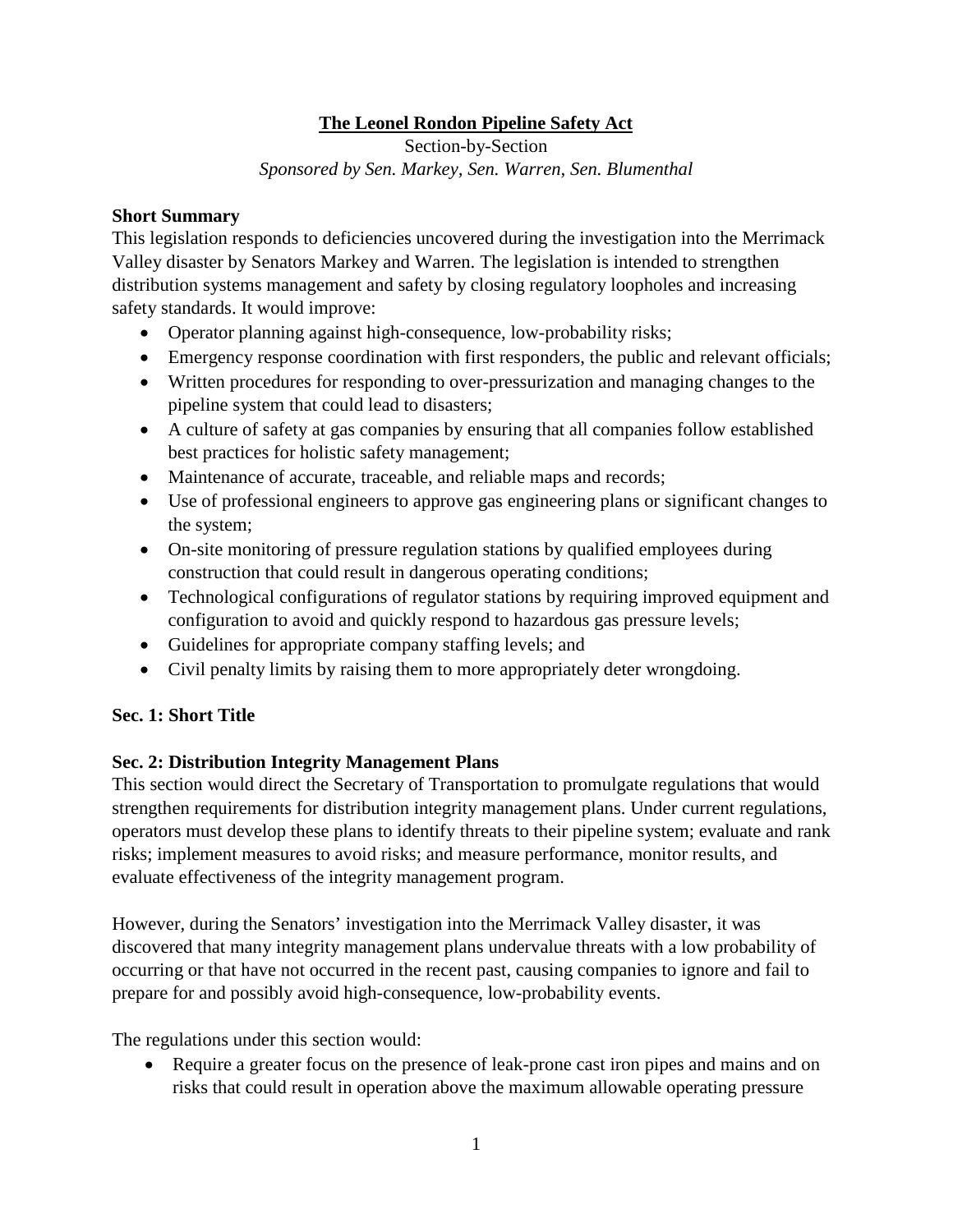# The Leonel Rondon Pipeline Safety Act

Section-by-Section

*Sponsored by Sen. Markey, Sen. Warren, Sen. Blumenthal*

**Short Summary**

This legislation responds to deficiencies uncovered during the investigation into the Merrimack Valley disaster by Senators Markey and Warren. The legislation is intended to strengthen distribution systems management and safety by closing regulatory loopholes and increasing safety standards. It would improve:

- Operator planning against high-consequence, low-probability risks;
- Emergency response coordination with first responders, the public and relevant officials;
- Written procedures for responding to over-pressurization and managing changes to the pipeline system that could lead to disasters;
- A culture of safety at gas companies by ensuring that all companies follow established best practices for holistic safety management;
- Maintenance of accurate, traceable, and reliable maps and records;
- Use of professional engineers to approve gas engineering plans or significant changes to the system;
- On-site monitoring of pressure regulation stations by qualified employees during construction that could result in dangerous operating conditions;
- Technological configurations of regulator stations by requiring improved equipment and configuration to avoid and quickly respond to hazardous gas pressure levels;
- Guidelines for appropriate company staffing levels; and
- Civil penalty limits by raising them to more appropriately deter wrongdoing.

**Sec. 1: Short Title**

**Sec. 2: Distribution Integrity Management Plans**

This section would direct the Secretary of Transportation to promulgate regulations that would strengthen requirements for distribution integrity management plans. Under current regulations, operators must develop these plans to identify threats to their pipeline system; evaluate and rank risks; implement measures to avoid risks; and measure performance, monitor results, and evaluate effectiveness of the integrity management program.

However, during the Senators' investigation into the Merrimack Valley disaster, it was discovered that many integrity management plans undervalue threats with a low probability of occurring or that have not occurred in the recent past, causing companies to ignore and fail to prepare for and possibly avoid high-consequence, low-probability events.

The regulations under this section would:

- Require a greater focus on the presence of leak-prone cast iron pipes and mains and on risks that could result in operation above the maximum allowable operating pressure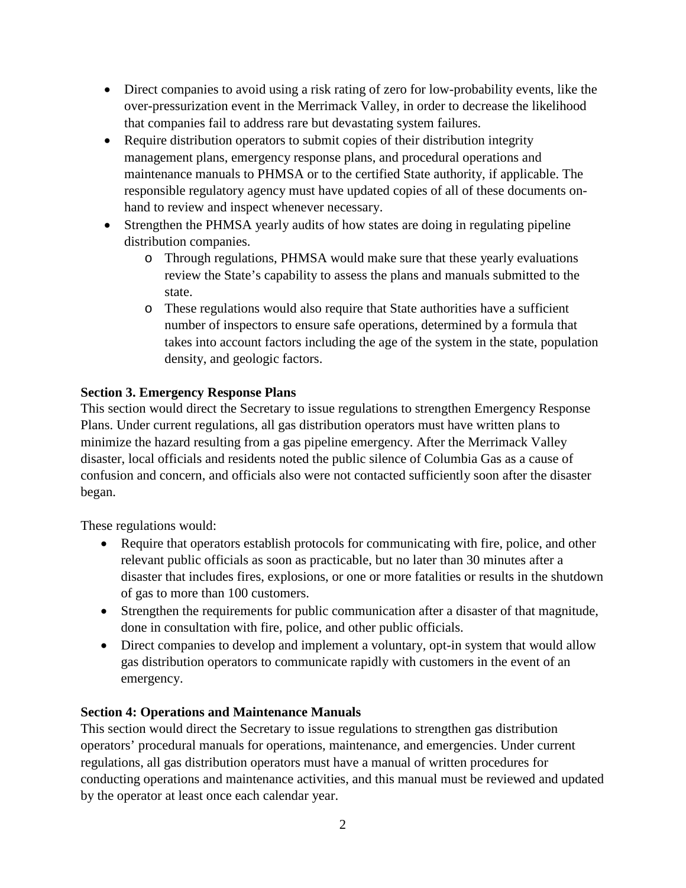- Direct companies to avoid using a risk rating of zero for low-probability events, like the over-pressurization event in the Merrimack Valley, in order to decrease the likelihood that companies fail to address rare but devastating system failures.
- Require distribution operators to submit copies of their distribution integrity management plans, emergency response plans, and procedural operations and maintenance manuals to PHMSA or to the certified State authority, if applicable. The responsible regulatory agency must have updated copies of all of these documents on-hand to review and inspect whenever necessary.
- Strengthen the PHMSA yearly audits of how states are doing in regulating pipeline distribution companies.
    - Through regulations, PHMSA would make sure that these yearly evaluations review the State's capability to assess the plans and manuals submitted to the state.
    - These regulations would also require that State authorities have a sufficient number of inspectors to ensure safe operations, determined by a formula that takes into account factors including the age of the system in the state, population density, and geologic factors.

**Section 3. Emergency Response Plans**

This section would direct the Secretary to issue regulations to strengthen Emergency Response Plans. Under current regulations, all gas distribution operators must have written plans to minimize the hazard resulting from a gas pipeline emergency. After the Merrimack Valley disaster, local officials and residents noted the public silence of Columbia Gas as a cause of confusion and concern, and officials also were not contacted sufficiently soon after the disaster began.

These regulations would:

- Require that operators establish protocols for communicating with fire, police, and other relevant public officials as soon as practicable, but no later than 30 minutes after a disaster that includes fires, explosions, or one or more fatalities or results in the shutdown of gas to more than 100 customers.
- Strengthen the requirements for public communication after a disaster of that magnitude, done in consultation with fire, police, and other public officials.
- Direct companies to develop and implement a voluntary, opt-in system that would allow gas distribution operators to communicate rapidly with customers in the event of an emergency.

**Section 4: Operations and Maintenance Manuals**

This section would direct the Secretary to issue regulations to strengthen gas distribution operators' procedural manuals for operations, maintenance, and emergencies. Under current regulations, all gas distribution operators must have a manual of written procedures for conducting operations and maintenance activities, and this manual must be reviewed and updated by the operator at least once each calendar year.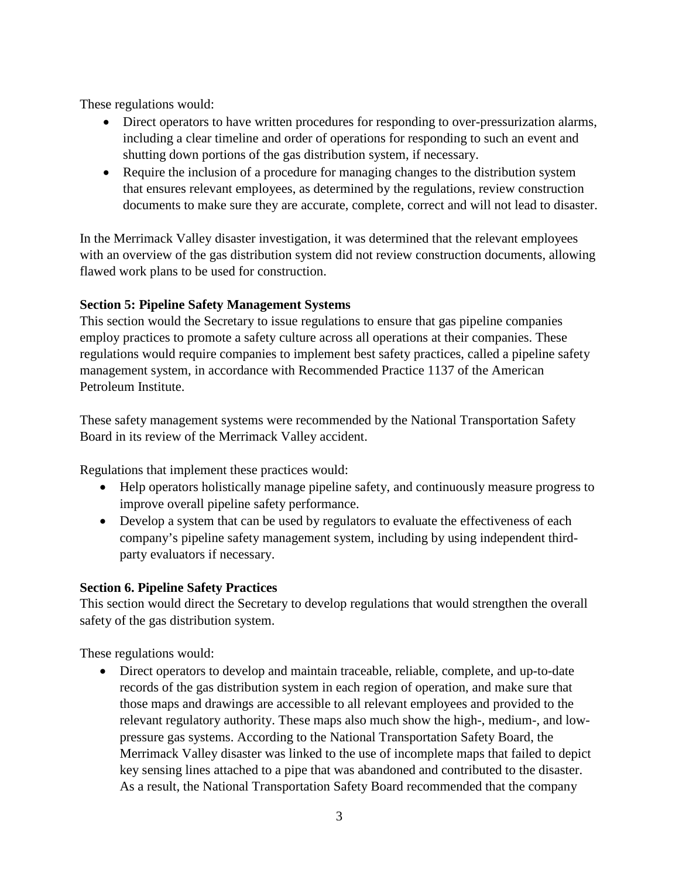These regulations would:

- Direct operators to have written procedures for responding to over-pressurization alarms, including a clear timeline and order of operations for responding to such an event and shutting down portions of the gas distribution system, if necessary.
- Require the inclusion of a procedure for managing changes to the distribution system that ensures relevant employees, as determined by the regulations, review construction documents to make sure they are accurate, complete, correct and will not lead to disaster.

In the Merrimack Valley disaster investigation, it was determined that the relevant employees with an overview of the gas distribution system did not review construction documents, allowing flawed work plans to be used for construction.

**Section 5: Pipeline Safety Management Systems**

This section would the Secretary to issue regulations to ensure that gas pipeline companies employ practices to promote a safety culture across all operations at their companies. These regulations would require companies to implement best safety practices, called a pipeline safety management system, in accordance with Recommended Practice 1137 of the American Petroleum Institute.

These safety management systems were recommended by the National Transportation Safety Board in its review of the Merrimack Valley accident.

Regulations that implement these practices would:

- Help operators holistically manage pipeline safety, and continuously measure progress to improve overall pipeline safety performance.
- Develop a system that can be used by regulators to evaluate the effectiveness of each company's pipeline safety management system, including by using independent third-party evaluators if necessary.

**Section 6. Pipeline Safety Practices**

This section would direct the Secretary to develop regulations that would strengthen the overall safety of the gas distribution system.

These regulations would:

- Direct operators to develop and maintain traceable, reliable, complete, and up-to-date records of the gas distribution system in each region of operation, and make sure that those maps and drawings are accessible to all relevant employees and provided to the relevant regulatory authority. These maps also much show the high-, medium-, and low-pressure gas systems. According to the National Transportation Safety Board, the Merrimack Valley disaster was linked to the use of incomplete maps that failed to depict key sensing lines attached to a pipe that was abandoned and contributed to the disaster. As a result, the National Transportation Safety Board recommended that the company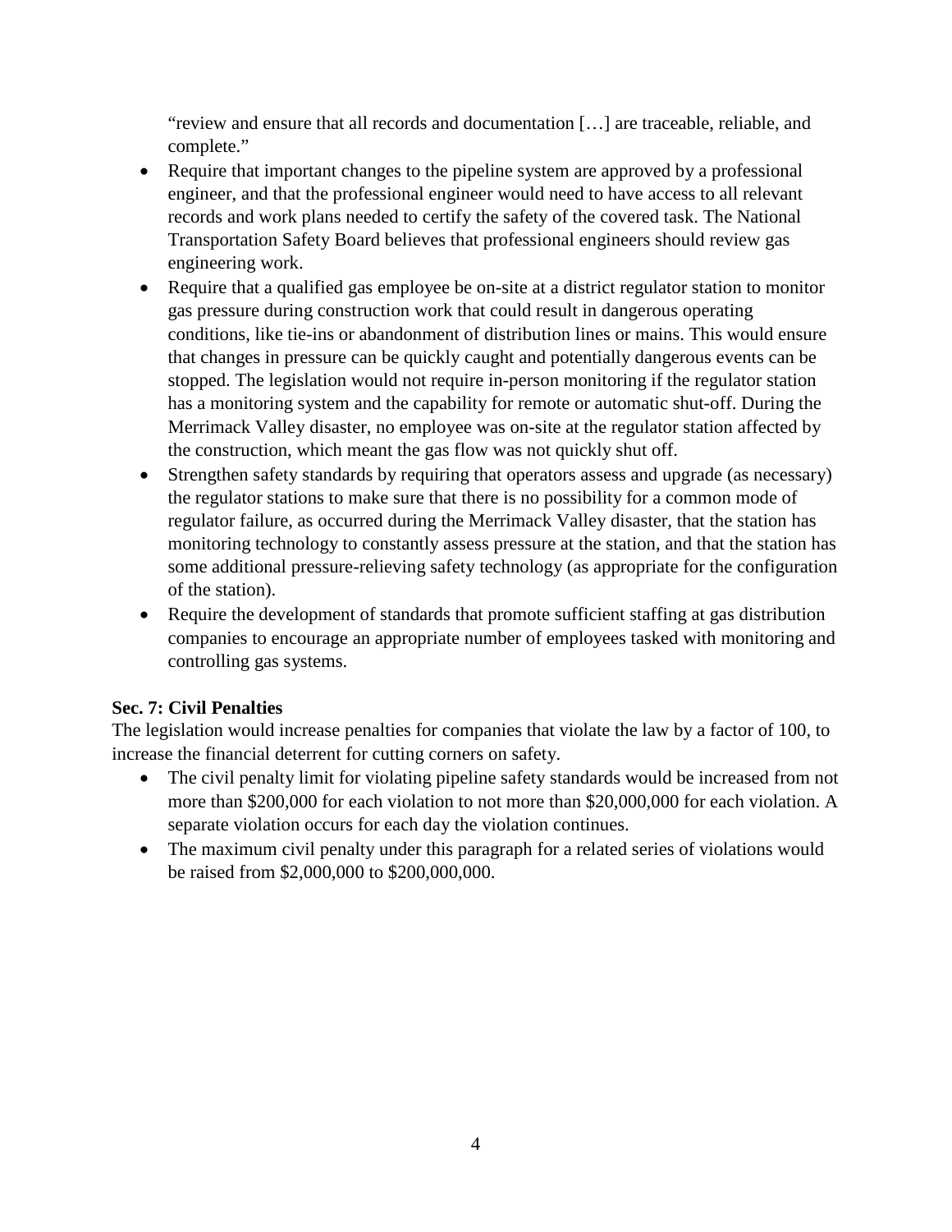"review and ensure that all records and documentation […] are traceable, reliable, and complete."

- Require that important changes to the pipeline system are approved by a professional engineer, and that the professional engineer would need to have access to all relevant records and work plans needed to certify the safety of the covered task. The National Transportation Safety Board believes that professional engineers should review gas engineering work.
- Require that a qualified gas employee be on-site at a district regulator station to monitor gas pressure during construction work that could result in dangerous operating conditions, like tie-ins or abandonment of distribution lines or mains. This would ensure that changes in pressure can be quickly caught and potentially dangerous events can be stopped. The legislation would not require in-person monitoring if the regulator station has a monitoring system and the capability for remote or automatic shut-off. During the Merrimack Valley disaster, no employee was on-site at the regulator station affected by the construction, which meant the gas flow was not quickly shut off.
- Strengthen safety standards by requiring that operators assess and upgrade (as necessary) the regulator stations to make sure that there is no possibility for a common mode of regulator failure, as occurred during the Merrimack Valley disaster, that the station has monitoring technology to constantly assess pressure at the station, and that the station has some additional pressure-relieving safety technology (as appropriate for the configuration of the station).
- Require the development of standards that promote sufficient staffing at gas distribution companies to encourage an appropriate number of employees tasked with monitoring and controlling gas systems.

**Sec. 7: Civil Penalties**

The legislation would increase penalties for companies that violate the law by a factor of 100, to increase the financial deterrent for cutting corners on safety.

- The civil penalty limit for violating pipeline safety standards would be increased from not more than $200,000 for each violation to not more than $20,000,000 for each violation. A separate violation occurs for each day the violation continues.
- The maximum civil penalty under this paragraph for a related series of violations would be raised from $2,000,000 to $200,000,000.